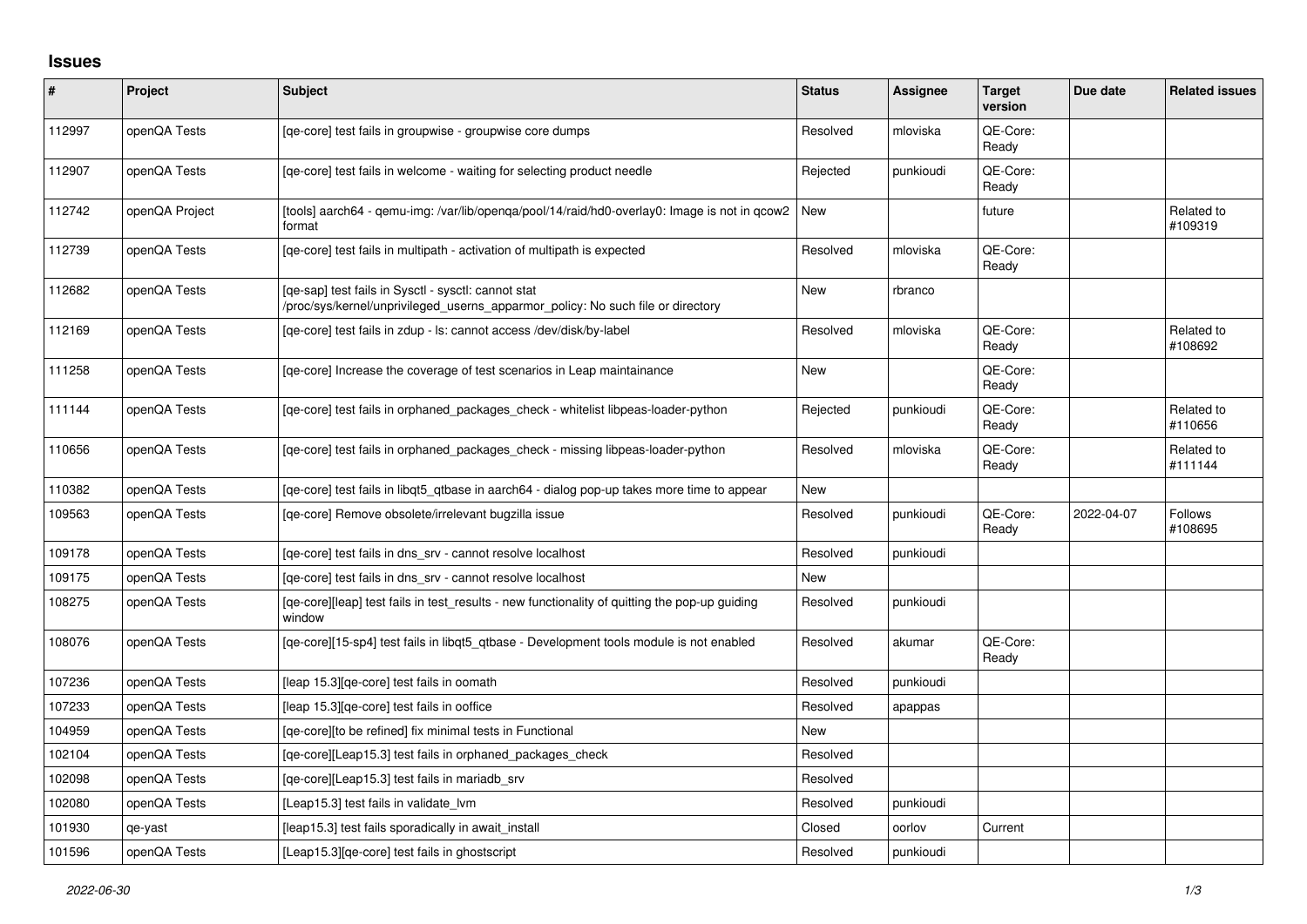## Issues

| # | Project | Subject | Status | Assignee | Target version | Due date | Related issues |
|---|---|---|---|---|---|---|---|
| 112997 | openQA Tests | [qe-core] test fails in groupwise - groupwise core dumps | Resolved | mloviska | QE-Core: Ready | | |
| 112907 | openQA Tests | [qe-core] test fails in welcome - waiting for selecting product needle | Rejected | punkioudi | QE-Core: Ready | | |
| 112742 | openQA Project | [tools] aarch64 - qemu-img: /var/lib/openqa/pool/14/raid/hd0-overlay0: Image is not in qcow2 format | New | | future | | Related to #109319 |
| 112739 | openQA Tests | [qe-core] test fails in multipath - activation of multipath is expected | Resolved | mloviska | QE-Core: Ready | | |
| 112682 | openQA Tests | [qe-sap] test fails in Sysctl - sysctl: cannot stat /proc/sys/kernel/unprivileged_userns_apparmor_policy: No such file or directory | New | rbranco | | | |
| 112169 | openQA Tests | [qe-core] test fails in zdup - ls: cannot access /dev/disk/by-label | Resolved | mloviska | QE-Core: Ready | | Related to #108692 |
| 111258 | openQA Tests | [qe-core] Increase the coverage of test scenarios in Leap maintainance | New | | QE-Core: Ready | | |
| 111144 | openQA Tests | [qe-core] test fails in orphaned_packages_check - whitelist libpeas-loader-python | Rejected | punkioudi | QE-Core: Ready | | Related to #110656 |
| 110656 | openQA Tests | [qe-core] test fails in orphaned_packages_check - missing libpeas-loader-python | Resolved | mloviska | QE-Core: Ready | | Related to #111144 |
| 110382 | openQA Tests | [qe-core] test fails in libqt5_qtbase in aarch64 - dialog pop-up takes more time to appear | New | | | | |
| 109563 | openQA Tests | [qe-core] Remove obsolete/irrelevant bugzilla issue | Resolved | punkioudi | QE-Core: Ready | 2022-04-07 | Follows #108695 |
| 109178 | openQA Tests | [qe-core] test fails in dns_srv - cannot resolve localhost | Resolved | punkioudi | | | |
| 109175 | openQA Tests | [qe-core] test fails in dns_srv - cannot resolve localhost | New | | | | |
| 108275 | openQA Tests | [qe-core][leap] test fails in test_results - new functionality of quitting the pop-up guiding window | Resolved | punkioudi | | | |
| 108076 | openQA Tests | [qe-core][15-sp4] test fails in libqt5_qtbase - Development tools module is not enabled | Resolved | akumar | QE-Core: Ready | | |
| 107236 | openQA Tests | [leap 15.3][qe-core] test fails in oomath | Resolved | punkioudi | | | |
| 107233 | openQA Tests | [leap 15.3][qe-core] test fails in ooffice | Resolved | apappas | | | |
| 104959 | openQA Tests | [qe-core][to be refined] fix minimal tests in Functional | New | | | | |
| 102104 | openQA Tests | [qe-core][Leap15.3] test fails in orphaned_packages_check | Resolved | | | | |
| 102098 | openQA Tests | [qe-core][Leap15.3] test fails in mariadb_srv | Resolved | | | | |
| 102080 | openQA Tests | [Leap15.3] test fails in validate_lvm | Resolved | punkioudi | | | |
| 101930 | qe-yast | [leap15.3] test fails sporadically in await_install | Closed | oorlov | Current | | |
| 101596 | openQA Tests | [Leap15.3][qe-core] test fails in ghostscript | Resolved | punkioudi | | | |

*2022-06-30*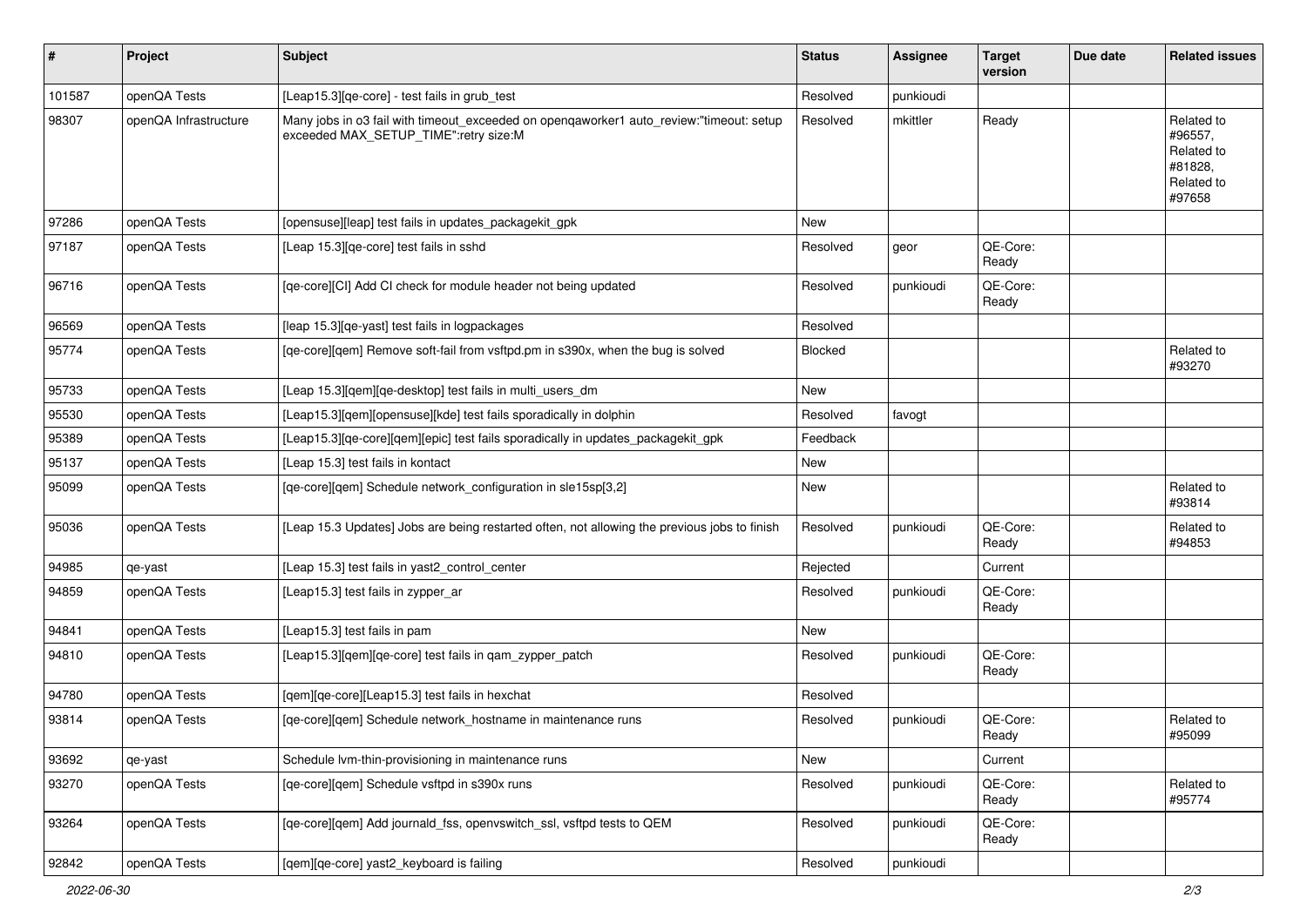| # | Project | Subject | Status | Assignee | Target version | Due date | Related issues |
|---|---|---|---|---|---|---|---|
| 101587 | openQA Tests | [Leap15.3][qe-core] - test fails in grub_test | Resolved | punkioudi | | | |
| 98307 | openQA Infrastructure | Many jobs in o3 fail with timeout_exceeded on openqaworker1 auto_review:"timeout: setup exceeded MAX_SETUP_TIME":retry size:M | Resolved | mkittler | Ready | | Related to #96557, Related to #81828, Related to #97658 |
| 97286 | openQA Tests | [opensuse][leap] test fails in updates_packagekit_gpk | New | | | | |
| 97187 | openQA Tests | [Leap 15.3][qe-core] test fails in sshd | Resolved | geor | QE-Core: Ready | | |
| 96716 | openQA Tests | [qe-core][CI] Add CI check for module header not being updated | Resolved | punkioudi | QE-Core: Ready | | |
| 96569 | openQA Tests | [leap 15.3][qe-yast] test fails in logpackages | Resolved | | | | |
| 95774 | openQA Tests | [qe-core][qem] Remove soft-fail from vsftpd.pm in s390x, when the bug is solved | Blocked | | | | Related to #93270 |
| 95733 | openQA Tests | [Leap 15.3][qem][qe-desktop] test fails in multi_users_dm | New | | | | |
| 95530 | openQA Tests | [Leap15.3][qem][opensuse][kde] test fails sporadically in dolphin | Resolved | favogt | | | |
| 95389 | openQA Tests | [Leap15.3][qe-core][qem][epic] test fails sporadically in updates_packagekit_gpk | Feedback | | | | |
| 95137 | openQA Tests | [Leap 15.3] test fails in kontact | New | | | | |
| 95099 | openQA Tests | [qe-core][qem] Schedule network_configuration in sle15sp[3,2] | New | | | | Related to #93814 |
| 95036 | openQA Tests | [Leap 15.3 Updates] Jobs are being restarted often, not allowing the previous jobs to finish | Resolved | punkioudi | QE-Core: Ready | | Related to #94853 |
| 94985 | qe-yast | [Leap 15.3] test fails in yast2_control_center | Rejected | | Current | | |
| 94859 | openQA Tests | [Leap15.3] test fails in zypper_ar | Resolved | punkioudi | QE-Core: Ready | | |
| 94841 | openQA Tests | [Leap15.3] test fails in pam | New | | | | |
| 94810 | openQA Tests | [Leap15.3][qem][qe-core] test fails in qam_zypper_patch | Resolved | punkioudi | QE-Core: Ready | | |
| 94780 | openQA Tests | [qem][qe-core][Leap15.3] test fails in hexchat | Resolved | | | | |
| 93814 | openQA Tests | [qe-core][qem] Schedule network_hostname in maintenance runs | Resolved | punkioudi | QE-Core: Ready | | Related to #95099 |
| 93692 | qe-yast | Schedule lvm-thin-provisioning in maintenance runs | New | | Current | | |
| 93270 | openQA Tests | [qe-core][qem] Schedule vsftpd in s390x runs | Resolved | punkioudi | QE-Core: Ready | | Related to #95774 |
| 93264 | openQA Tests | [qe-core][qem] Add journald_fss, openvswitch_ssl, vsftpd tests to QEM | Resolved | punkioudi | QE-Core: Ready | | |
| 92842 | openQA Tests | [qem][qe-core] yast2_keyboard is failing | Resolved | punkioudi | | | |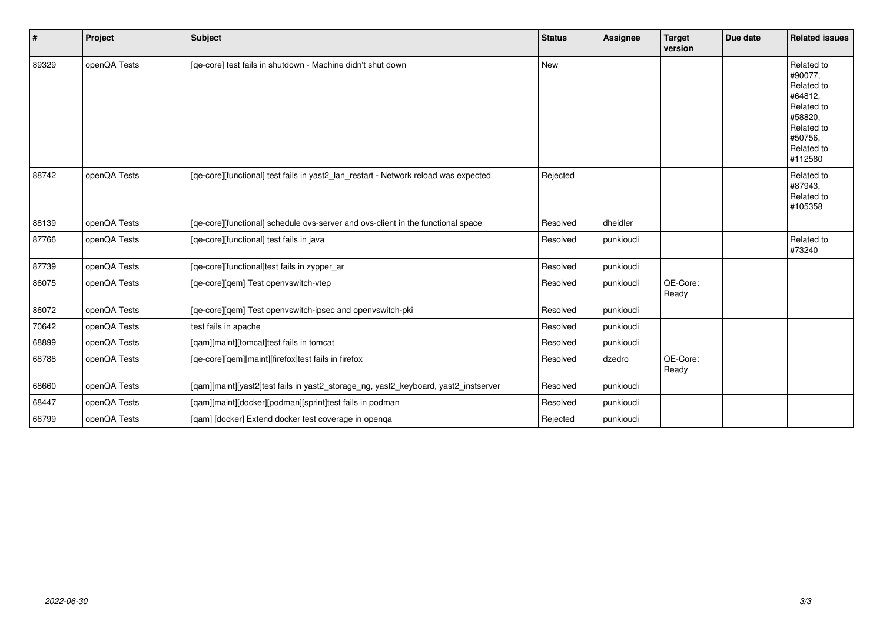| # | Project | Subject | Status | Assignee | Target version | Due date | Related issues |
|---|---|---|---|---|---|---|---|
| 89329 | openQA Tests | [qe-core] test fails in shutdown - Machine didn't shut down | New | | | | Related to #90077, Related to #64812, Related to #58820, Related to #50756, Related to #112580 |
| 88742 | openQA Tests | [qe-core][functional] test fails in yast2_lan_restart - Network reload was expected | Rejected | | | | Related to #87943, Related to #105358 |
| 88139 | openQA Tests | [qe-core][functional] schedule ovs-server and ovs-client in the functional space | Resolved | dheidler | | | |
| 87766 | openQA Tests | [qe-core][functional] test fails in java | Resolved | punkioudi | | | Related to #73240 |
| 87739 | openQA Tests | [qe-core][functional]test fails in zypper_ar | Resolved | punkioudi | | | |
| 86075 | openQA Tests | [qe-core][qem] Test openvswitch-vtep | Resolved | punkioudi | QE-Core: Ready | | |
| 86072 | openQA Tests | [qe-core][qem] Test openvswitch-ipsec and openvswitch-pki | Resolved | punkioudi | | | |
| 70642 | openQA Tests | test fails in apache | Resolved | punkioudi | | | |
| 68899 | openQA Tests | [qam][maint][tomcat]test fails in tomcat | Resolved | punkioudi | | | |
| 68788 | openQA Tests | [qe-core][qem][maint][firefox]test fails in firefox | Resolved | dzedro | QE-Core: Ready | | |
| 68660 | openQA Tests | [qam][maint][yast2]test fails in yast2_storage_ng, yast2_keyboard, yast2_instserver | Resolved | punkioudi | | | |
| 68447 | openQA Tests | [qam][maint][docker][podman][sprint]test fails in podman | Resolved | punkioudi | | | |
| 66799 | openQA Tests | [qam] [docker] Extend docker test coverage in openqa | Rejected | punkioudi | | | |